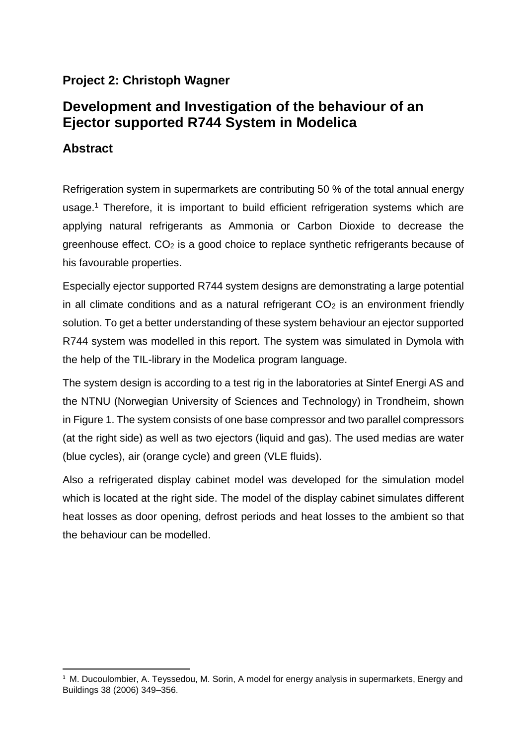## Project 2: Christoph Wagner

# Development and Investigation of the behaviour of an Ejector supported R744 System in Modelica

## Abstract

Refrigeration system in supermarkets are contributing 50 % of the total annual energy usage.[1] Therefore, it is important to build efficient refrigeration systems which are applying natural refrigerants as Ammonia or Carbon Dioxide to decrease the greenhouse effect. $CO_2$ is a good choice to replace synthetic refrigerants because of his favourable properties.

Especially ejector supported R744 system designs are demonstrating a large potential in all climate conditions and as a natural refrigerant $CO_2$ is an environment friendly solution. To get a better understanding of these system behaviour an ejector supported R744 system was modelled in this report. The system was simulated in Dymola with the help of the TIL-library in the Modelica program language.

The system design is according to a test rig in the laboratories at Sintef Energi AS and the NTNU (Norwegian University of Sciences and Technology) in Trondheim, shown in Figure 1. The system consists of one base compressor and two parallel compressors (at the right side) as well as two ejectors (liquid and gas). The used medias are water (blue cycles), air (orange cycle) and green (VLE fluids).

Also a refrigerated display cabinet model was developed for the simulation model which is located at the right side. The model of the display cabinet simulates different heat losses as door opening, defrost periods and heat losses to the ambient so that the behaviour can be modelled.

---

[1] M. Ducoulombier, A. Teyssedou, M. Sorin, A model for energy analysis in supermarkets, Energy and Buildings 38 (2006) 349–356.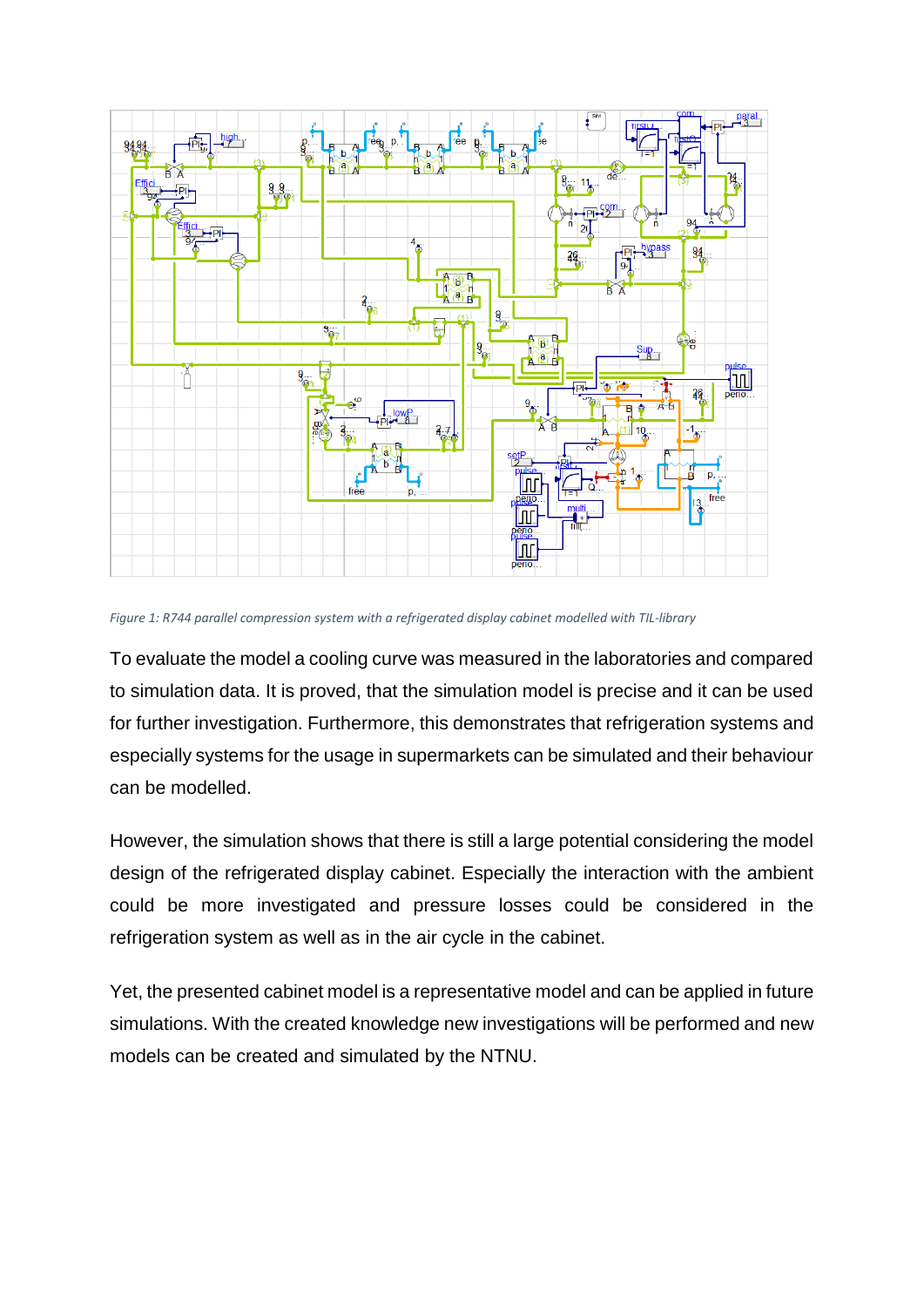Figure 1: R744 parallel compression system with a refrigerated display cabinet modelled with TIL-library

To evaluate the model a cooling curve was measured in the laboratories and compared to simulation data. It is proved, that the simulation model is precise and it can be used for further investigation. Furthermore, this demonstrates that refrigeration systems and especially systems for the usage in supermarkets can be simulated and their behaviour can be modelled.

However, the simulation shows that there is still a large potential considering the model design of the refrigerated display cabinet. Especially the interaction with the ambient could be more investigated and pressure losses could be considered in the refrigeration system as well as in the air cycle in the cabinet.

Yet, the presented cabinet model is a representative model and can be applied in future simulations. With the created knowledge new investigations will be performed and new models can be created and simulated by the NTNU.